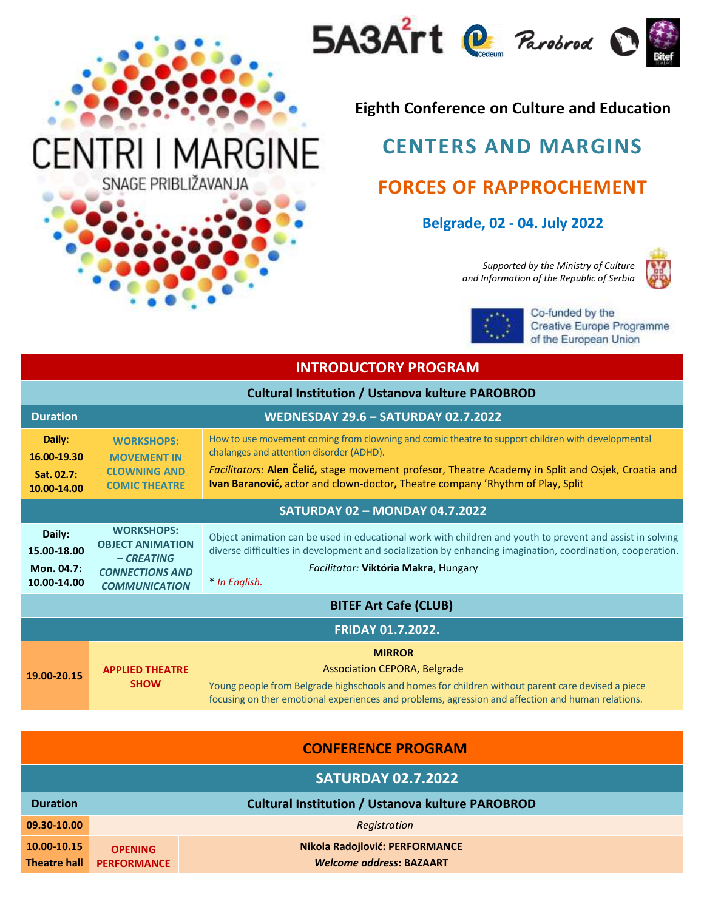CENTRI I MARGINE

SNAGE PRIBLIŽAVANJA

5A3Art² Cedeum Parobrod Bitef

# Eighth Conference on Culture and Education

## CENTERS AND MARGINS

## FORCES OF RAPPROCHEMENT

**Belgrade, 02 - 04. July 2022**

*Supported by the Ministry of Culture and Information of the Republic of Serbia*

Co-funded by the Creative Europe Programme of the European Union

| | INTRODUCTORY PROGRAM | |
|---|---|---|
| | **Cultural Institution / Ustanova kulture PAROBROD** | |
| **Duration** | **WEDNESDAY 29.6 – SATURDAY 02.7.2022** | |
| **Daily: 16.00-19.30**<br>**Sat. 02.7: 10.00-14.00** | **WORKSHOPS: MOVEMENT IN CLOWNING AND COMIC THEATRE** | How to use movement coming from clowning and comic theatre to support children with developmental chalanges and attention disorder (ADHD).<br>*Facilitators:* **Alen Čelić,** stage movement profesor, Theatre Academy in Split and Osjek, Croatia and **Ivan Baranović,** actor and clown-doctor**,** Theatre company 'Rhythm of Play, Split |
| | **SATURDAY 02 – MONDAY 04.7.2022** | |
| **Daily: 15.00-18.00**<br>**Mon. 04.7: 10.00-14.00** | **WORKSHOPS: OBJECT ANIMATION** ***– CREATING CONNECTIONS AND COMMUNICATION*** | Object animation can be used in educational work with children and youth to prevent and assist in solving diverse difficulties in development and socialization by enhancing imagination, coordination, cooperation.<br>*Facilitator:* **Viktória Makra**, Hungary<br>* *In English.* |
| | **BITEF Art Cafe (CLUB)** | |
| | **FRIDAY 01.7.2022.** | |
| **19.00-20.15** | **APPLIED THEATRE SHOW** | **MIRROR**<br>Association CEPORA, Belgrade<br>Young people from Belgrade highschools and homes for children without parent care devised a piece focusing on ther emotional experiences and problems, agression and affection and human relations. |

| | CONFERENCE PROGRAM | |
|---|---|---|
| | **SATURDAY 02.7.2022** | |
| **Duration** | **Cultural Institution / Ustanova kulture PAROBROD** | |
| **09.30-10.00** | *Registration* | |
| **10.00-10.15**<br>**Theatre hall** | **OPENING PERFORMANCE** | **Nikola Radojlović: PERFORMANCE**<br>***Welcome address*: BAZAART** |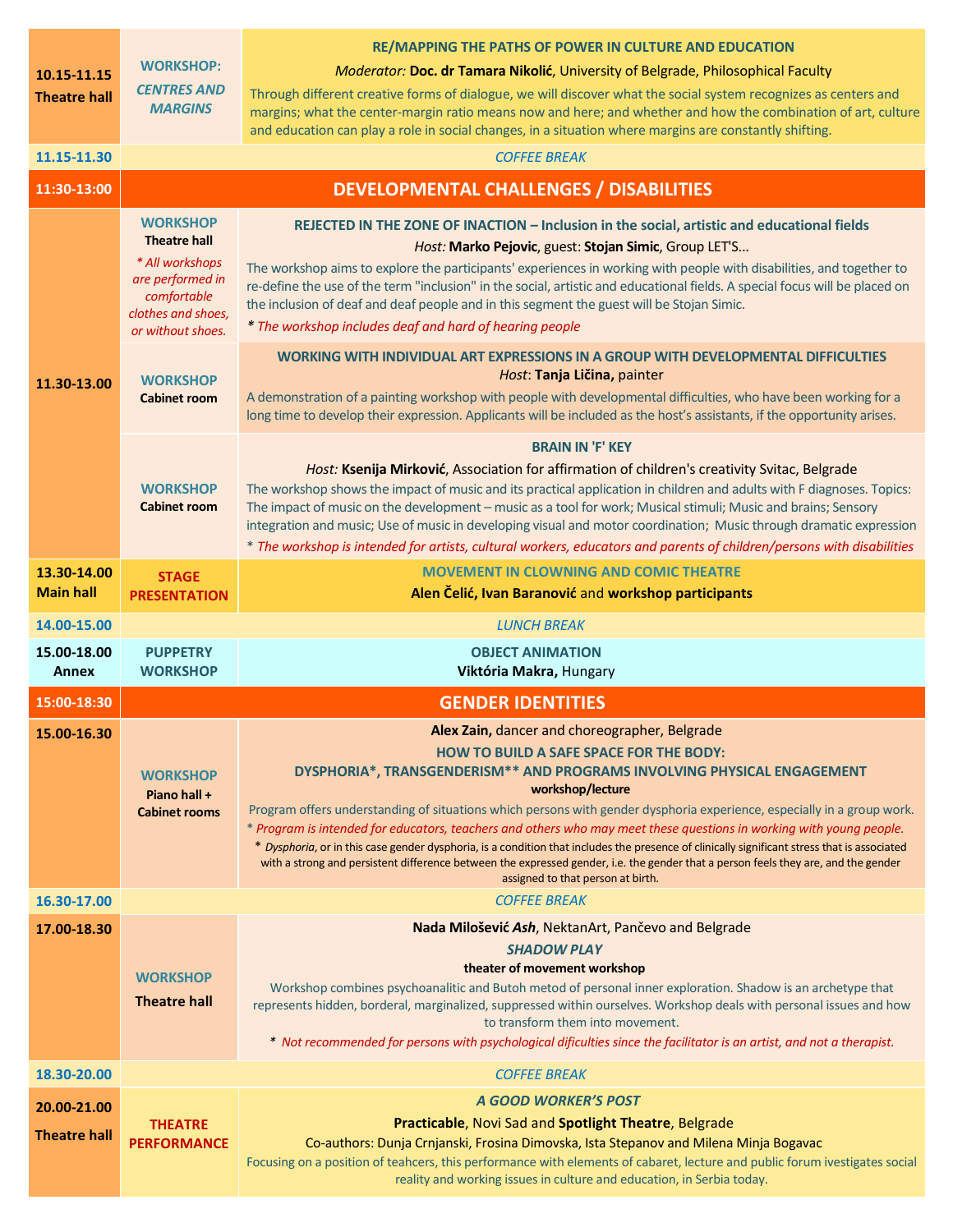| | | |
|---|---|---|
| **10.15-11.15 Theatre hall** | **WORKSHOP:** ***CENTRES AND MARGINS*** | **RE/MAPPING THE PATHS OF POWER IN CULTURE AND EDUCATION**<br>*Moderator:* **Doc. dr Tamara Nikolić**, University of Belgrade, Philosophical Faculty<br>Through different creative forms of dialogue, we will discover what the social system recognizes as centers and margins; what the center-margin ratio means now and here; and whether and how the combination of art, culture and education can play a role in social changes, in a situation where margins are constantly shifting. |
| **11.15-11.30** | | *COFFEE BREAK* |
| **11:30-13:00** | | **DEVELOPMENTAL CHALLENGES / DISABILITIES** |
| **11.30-13.00** | **WORKSHOP** **Theatre hall**<br>*\* All workshops are performed in comfortable clothes and shoes, or without shoes.* | **REJECTED IN THE ZONE OF INACTION – Inclusion in the social, artistic and educational fields**<br>*Host:* **Marko Pejovic**, guest: **Stojan Simic**, Group LET'S...<br>The workshop aims to explore the participants' experiences in working with people with disabilities, and together to re-define the use of the term "inclusion" in the social, artistic and educational fields. A special focus will be placed on the inclusion of deaf and deaf people and in this segment the guest will be Stojan Simic.<br>*\* The workshop includes deaf and hard of hearing people* |
| | **WORKSHOP** **Cabinet room** | **WORKING WITH INDIVIDUAL ART EXPRESSIONS IN A GROUP WITH DEVELOPMENTAL DIFFICULTIES**<br>*Host*: **Tanja Ličina,** painter<br>A demonstration of a painting workshop with people with developmental difficulties, who have been working for a long time to develop their expression. Applicants will be included as the host's assistants, if the opportunity arises. |
| | **WORKSHOP** **Cabinet room** | **BRAIN IN 'F' KEY**<br>*Host:* **Ksenija Mirković**, Association for affirmation of children's creativity Svitac, Belgrade<br>The workshop shows the impact of music and its practical application in children and adults with F diagnoses. Topics: The impact of music on the development – music as a tool for work; Musical stimuli; Music and brains; Sensory integration and music; Use of music in developing visual and motor coordination; Music through dramatic expression<br>*\* The workshop is intended for artists, cultural workers, educators and parents of children/persons with disabilities* |
| **13.30-14.00 Main hall** | **STAGE PRESENTATION** | **MOVEMENT IN CLOWNING AND COMIC THEATRE**<br>**Alen Čelić**, **Ivan Baranović** and **workshop participants** |
| **14.00-15.00** | | *LUNCH BREAK* |
| **15.00-18.00 Annex** | **PUPPETRY WORKSHOP** | **OBJECT ANIMATION**<br>**Viktória Makra,** Hungary |
| **15:00-18:30** | | **GENDER IDENTITIES** |
| **15.00-16.30** | **WORKSHOP** **Piano hall + Cabinet rooms** | **Alex Zain,** dancer and choreographer, Belgrade<br>**HOW TO BUILD A SAFE SPACE FOR THE BODY: DYSPHORIA\*, TRANSGENDERISM\*\* AND PROGRAMS INVOLVING PHYSICAL ENGAGEMENT**<br>**workshop/lecture**<br>Program offers understanding of situations which persons with gender dysphoria experience, especially in a group work.<br>*\* Program is intended for educators, teachers and others who may meet these questions in working with young people.*<br>\* *Dysphoria*, or in this case gender dysphoria, is a condition that includes the presence of clinically significant stress that is associated with a strong and persistent difference between the expressed gender, i.e. the gender that a person feels they are, and the gender assigned to that person at birth. |
| **16.30-17.00** | | *COFFEE BREAK* |
| **17.00-18.30** | **WORKSHOP** **Theatre hall** | **Nada Milošević** ***Ash***, NektanArt, Pančevo and Belgrade<br>***SHADOW PLAY***<br>**theater of movement workshop**<br>Workshop combines psychoanalitic and Butoh metod of personal inner exploration. Shadow is an archetype that represents hidden, borderal, marginalized, suppressed within ourselves. Workshop deals with personal issues and how to transform them into movement.<br>\* *Not recommended for persons with psychological dificulties since the facilitator is an artist, and not a therapist.* |
| **18.30-20.00** | | *COFFEE BREAK* |
| **20.00-21.00 Theatre hall** | **THEATRE PERFORMANCE** | ***A GOOD WORKER'S POST***<br>**Practicable**, Novi Sad and **Spotlight Theatre**, Belgrade<br>Co-authors: Dunja Crnjanski, Frosina Dimovska, Ista Stepanov and Milena Minja Bogavac<br>Focusing on a position of teahcers, this performance with elements of cabaret, lecture and public forum ivestigates social reality and working issues in culture and education, in Serbia today. |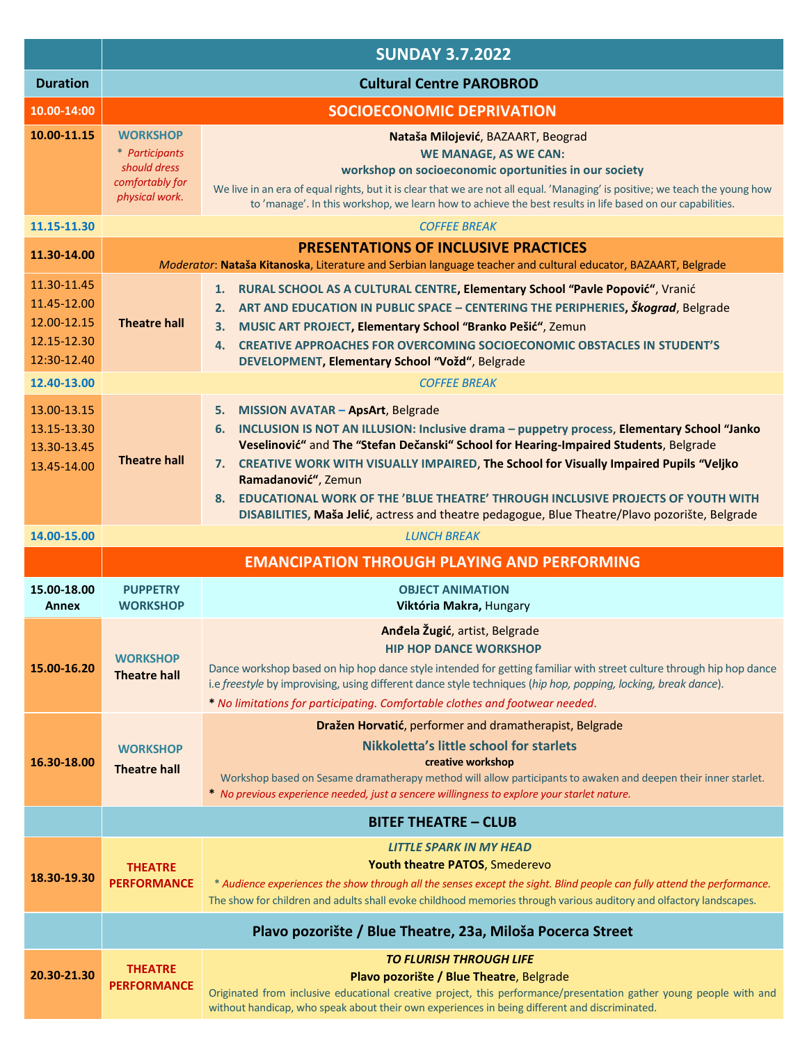| | **SUNDAY 3.7.2022** | |
|---|---|---|
| **Duration** | **Cultural Centre PAROBROD** | |
| **10.00-14:00** | **SOCIOECONOMIC DEPRIVATION** | |
| **10.00-11.15** | **WORKSHOP** * *Participants should dress comfortably for physical work.* | **Nataša Milojević**, BAZAART, Beograd<br>**WE MANAGE, AS WE CAN:**<br>**workshop on socioeconomic oportunities in our society**<br>We live in an era of equal rights, but it is clear that we are not all equal. 'Managing' is positive; we teach the young how to 'manage'. In this workshop, we learn how to achieve the best results in life based on our capabilities. |
| **11.15-11.30** | *COFFEE BREAK* | |
| **11.30-14.00** | **PRESENTATIONS OF INCLUSIVE PRACTICES**<br>*Moderator*: **Nataša Kitanoska**, Literature and Serbian language teacher and cultural educator, BAZAART, Belgrade | |
| 11.30-11.45<br>11.45-12.00<br>12.00-12.15<br>12.15-12.30<br>12:30-12.40 | **Theatre hall** | 1. **RURAL SCHOOL AS A CULTURAL CENTRE, Elementary School "Pavle Popović"**, Vranić<br>2. **ART AND EDUCATION IN PUBLIC SPACE – CENTERING THE PERIPHERIES, *Škograd***, Belgrade<br>3. **MUSIC ART PROJECT, Elementary School "Branko Pešić"**, Zemun<br>4. **CREATIVE APPROACHES FOR OVERCOMING SOCIOECONOMIC OBSTACLES IN STUDENT'S DEVELOPMENT, Elementary School "Vožd"**, Belgrade |
| **12.40-13.00** | *COFFEE BREAK* | |
| 13.00-13.15<br>13.15-13.30<br>13.30-13.45<br>13.45-14.00 | **Theatre hall** | 5. **MISSION AVATAR – ApsArt**, Belgrade<br>6. **INCLUSION IS NOT AN ILLUSION: Inclusive drama – puppetry process, Elementary School "Janko Veselinović"** and **The "Stefan Dečanski" School for Hearing-Impaired Students**, Belgrade<br>7. **CREATIVE WORK WITH VISUALLY IMPAIRED, The School for Visually Impaired Pupils "Veljko Ramadanović"**, Zemun<br>8. **EDUCATIONAL WORK OF THE 'BLUE THEATRE' THROUGH INCLUSIVE PROJECTS OF YOUTH WITH DISABILITIES, Maša Jelić**, actress and theatre pedagogue, Blue Theatre/Plavo pozorište, Belgrade |
| **14.00-15.00** | *LUNCH BREAK* | |
| | **EMANCIPATION THROUGH PLAYING AND PERFORMING** | |
| **15.00-18.00 Annex** | **PUPPETRY WORKSHOP** | **OBJECT ANIMATION**<br>**Viktória Makra,** Hungary |
| **15.00-16.20** | **WORKSHOP** **Theatre hall** | **Anđela Žugić**, artist, Belgrade<br>**HIP HOP DANCE WORKSHOP**<br>Dance workshop based on hip hop dance style intended for getting familiar with street culture through hip hop dance i.e *freestyle* by improvising, using different dance style techniques (*hip hop, popping, locking, break dance*).<br>* *No limitations for participating. Comfortable clothes and footwear needed.* |
| **16.30-18.00** | **WORKSHOP** **Theatre hall** | **Dražen Horvatić**, performer and dramatherapist, Belgrade<br>**Nikkoletta's little school for starlets**<br>**creative workshop**<br>Workshop based on Sesame dramatherapy method will allow participants to awaken and deepen their inner starlet.<br>* *No previous experience needed, just a sencere willingness to explore your starlet nature.* |
| | **BITEF THEATRE – CLUB** | |
| **18.30-19.30** | **THEATRE PERFORMANCE** | ***LITTLE SPARK IN MY HEAD***<br>**Youth theatre PATOS**, Smederevo<br>* *Audience experiences the show through all the senses except the sight. Blind people can fully attend the performance.*<br>The show for children and adults shall evoke childhood memories through various auditory and olfactory landscapes. |
| | **Plavo pozorište / Blue Theatre, 23a, Miloša Pocerca Street** | |
| **20.30-21.30** | **THEATRE PERFORMANCE** | ***TO FLURISH THROUGH LIFE***<br>**Plavo pozorište / Blue Theatre**, Belgrade<br>Originated from inclusive educational creative project, this performance/presentation gather young people with and without handicap, who speak about their own experiences in being different and discriminated. |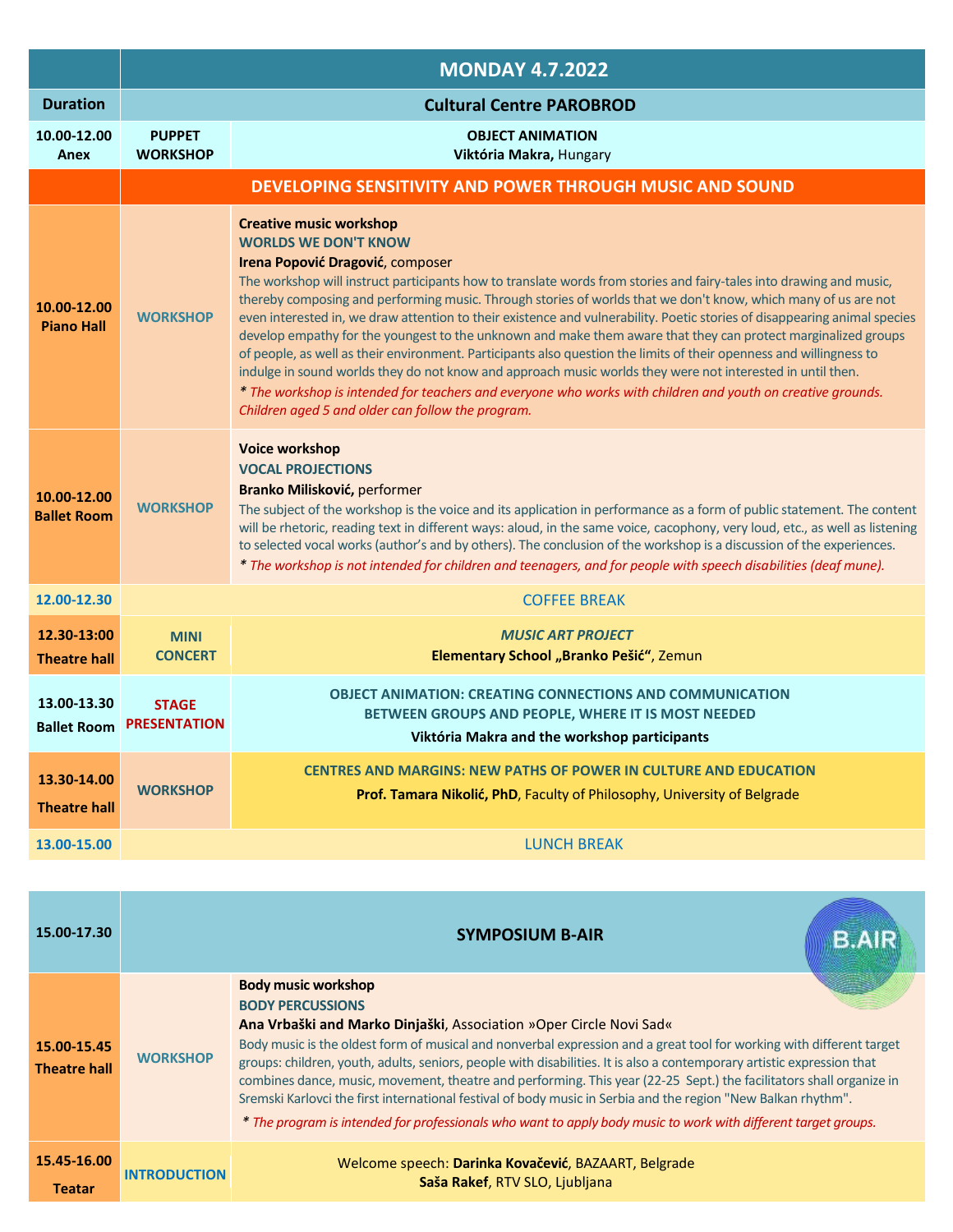| Duration | MONDAY 4.7.2022 | |
|---|---|---|
| | **Cultural Centre PAROBROD** | |
| **10.00-12.00 Anex** | **PUPPET WORKSHOP** | **OBJECT ANIMATION**<br>**Viktória Makra,** Hungary |
| | **DEVELOPING SENSITIVITY AND POWER THROUGH MUSIC AND SOUND** | |
| **10.00-12.00 Piano Hall** | **WORKSHOP** | **Creative music workshop**<br>**WORLDS WE DON'T KNOW**<br>**Irena Popović Dragović**, composer<br>The workshop will instruct participants how to translate words from stories and fairy-tales into drawing and music, thereby composing and performing music. Through stories of worlds that we don't know, which many of us are not even interested in, we draw attention to their existence and vulnerability. Poetic stories of disappearing animal species develop empathy for the youngest to the unknown and make them aware that they can protect marginalized groups of people, as well as their environment. Participants also question the limits of their openness and willingness to indulge in sound worlds they do not know and approach music worlds they were not interested in until then.<br>*\* The workshop is intended for teachers and everyone who works with children and youth on creative grounds. Children aged 5 and older can follow the program.* |
| **10.00-12.00 Ballet Room** | **WORKSHOP** | **Voice workshop**<br>**VOCAL PROJECTIONS**<br>**Branko Milisković,** performer<br>The subject of the workshop is the voice and its application in performance as a form of public statement. The content will be rhetoric, reading text in different ways: aloud, in the same voice, cacophony, very loud, etc., as well as listening to selected vocal works (author's and by others). The conclusion of the workshop is a discussion of the experiences.<br>*\* The workshop is not intended for children and teenagers, and for people with speech disabilities (deaf mune).* |
| **12.00-12.30** | COFFEE BREAK | |
| **12.30-13:00 Theatre hall** | **MINI CONCERT** | ***MUSIC ART PROJECT***<br>**Elementary School „Branko Pešić"**, Zemun |
| **13.00-13.30 Ballet Room** | **STAGE PRESENTATION** | **OBJECT ANIMATION: CREATING CONNECTIONS AND COMMUNICATION BETWEEN GROUPS AND PEOPLE, WHERE IT IS MOST NEEDED**<br>**Viktória Makra and the workshop participants** |
| **13.30-14.00 Theatre hall** | **WORKSHOP** | **CENTRES AND MARGINS: NEW PATHS OF POWER IN CULTURE AND EDUCATION**<br>**Prof. Tamara Nikolić, PhD**, Faculty of Philosophy, University of Belgrade |
| **13.00-15.00** | LUNCH BREAK | |

| | | |
|---|---|---|
| **15.00-17.30** | **SYMPOSIUM B-AIR** | |
| **15.00-15.45 Theatre hall** | **WORKSHOP** | **Body music workshop**<br>**BODY PERCUSSIONS**<br>**Ana Vrbaški and Marko Dinjaški**, Association »Oper Circle Novi Sad«<br>Body music is the oldest form of musical and nonverbal expression and a great tool for working with different target groups: children, youth, adults, seniors, people with disabilities. It is also a contemporary artistic expression that combines dance, music, movement, theatre and performing. This year (22-25 Sept.) the facilitators shall organize in Sremski Karlovci the first international festival of body music in Serbia and the region "New Balkan rhythm".<br>*\* The program is intended for professionals who want to apply body music to work with different target groups.* |
| **15.45-16.00 Teatar** | **INTRODUCTION** | Welcome speech: **Darinka Kovačević**, BAZAART, Belgrade<br>**Saša Rakef**, RTV SLO, Ljubljana |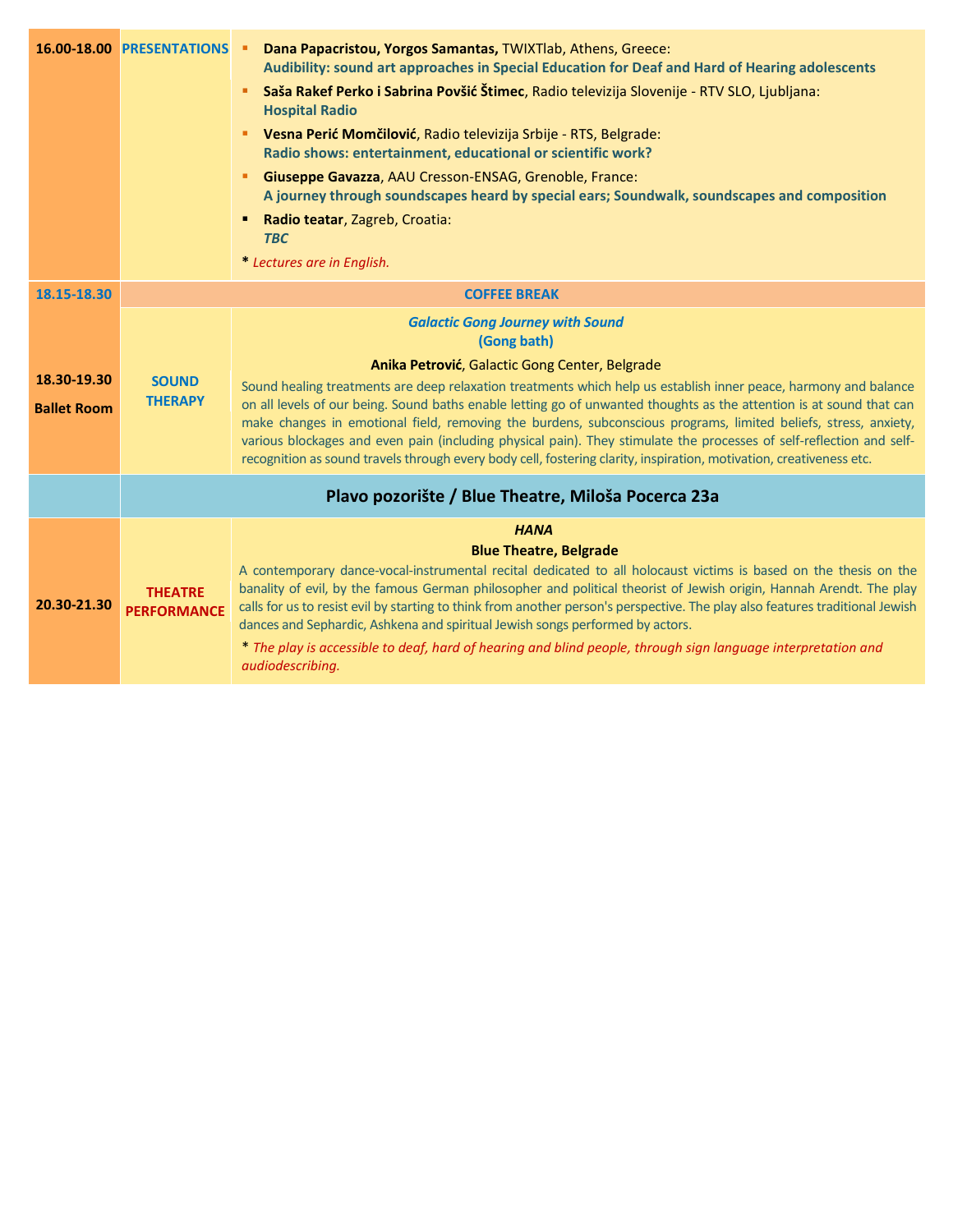| | | |
|---|---|---|
| **16.00-18.00** | **PRESENTATIONS** | ▪ **Dana Papacristou, Yorgos Samantas,** TWIXTlab, Athens, Greece: **Audibility: sound art approaches in Special Education for Deaf and Hard of Hearing adolescents**<br>▪ **Saša Rakef Perko i Sabrina Povšić Štimec**, Radio televizija Slovenije - RTV SLO, Ljubljana: **Hospital Radio**<br>▪ **Vesna Perić Momčilović**, Radio televizija Srbije - RTS, Belgrade: **Radio shows: entertainment, educational or scientific work?**<br>▪ **Giuseppe Gavazza**, AAU Cresson-ENSAG, Grenoble, France: **A journey through soundscapes heard by special ears; Soundwalk, soundscapes and composition**<br>▪ **Radio teatar**, Zagreb, Croatia: ***TBC***<br>**\*** *Lectures are in English.* |
| **18.15-18.30** | **COFFEE BREAK** | |
| **18.30-19.30**<br>**Ballet Room** | **SOUND THERAPY** | ***Galactic Gong Journey with Sound***<br>**(Gong bath)**<br>**Anika Petrović**, Galactic Gong Center, Belgrade<br>Sound healing treatments are deep relaxation treatments which help us establish inner peace, harmony and balance on all levels of our being. Sound baths enable letting go of unwanted thoughts as the attention is at sound that can make changes in emotional field, removing the burdens, subconscious programs, limited beliefs, stress, anxiety, various blockages and even pain (including physical pain). They stimulate the processes of self-reflection and self-recognition as sound travels through every body cell, fostering clarity, inspiration, motivation, creativeness etc. |
| | **Plavo pozorište / Blue Theatre, Miloša Pocerca 23a** | |
| **20.30-21.30** | **THEATRE PERFORMANCE** | ***HANA***<br>**Blue Theatre, Belgrade**<br>A contemporary dance-vocal-instrumental recital dedicated to all holocaust victims is based on the thesis on the banality of evil, by the famous German philosopher and political theorist of Jewish origin, Hannah Arendt. The play calls for us to resist evil by starting to think from another person's perspective. The play also features traditional Jewish dances and Sephardic, Ashkena and spiritual Jewish songs performed by actors.<br>\* *The play is accessible to deaf, hard of hearing and blind people, through sign language interpretation and audiodescribing.* |